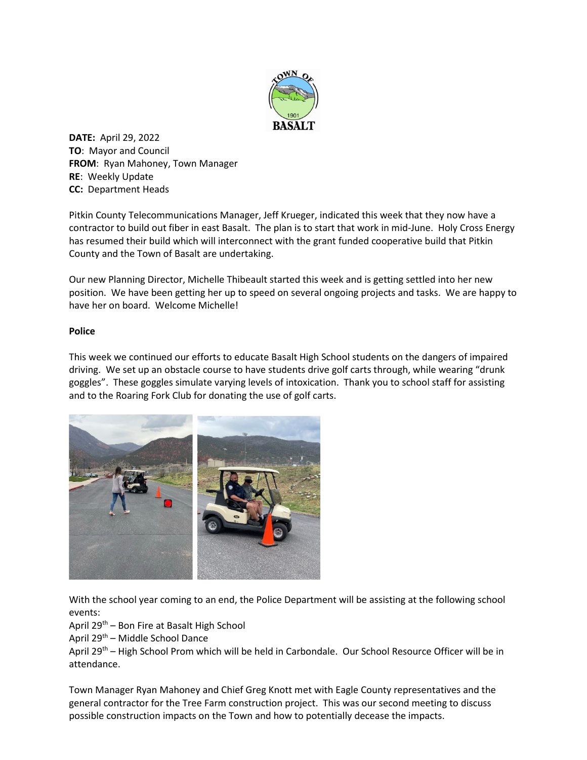**DATE:** April 29, 2022
**TO**: Mayor and Council
**FROM**: Ryan Mahoney, Town Manager
**RE**: Weekly Update
**CC:** Department Heads

Pitkin County Telecommunications Manager, Jeff Krueger, indicated this week that they now have a contractor to build out fiber in east Basalt. The plan is to start that work in mid-June. Holy Cross Energy has resumed their build which will interconnect with the grant funded cooperative build that Pitkin County and the Town of Basalt are undertaking.

Our new Planning Director, Michelle Thibeault started this week and is getting settled into her new position. We have been getting her up to speed on several ongoing projects and tasks. We are happy to have her on board. Welcome Michelle!

**Police**

This week we continued our efforts to educate Basalt High School students on the dangers of impaired driving. We set up an obstacle course to have students drive golf carts through, while wearing "drunk goggles". These goggles simulate varying levels of intoxication. Thank you to school staff for assisting and to the Roaring Fork Club for donating the use of golf carts.

With the school year coming to an end, the Police Department will be assisting at the following school events:
April 29th – Bon Fire at Basalt High School
April 29th – Middle School Dance
April 29th – High School Prom which will be held in Carbondale. Our School Resource Officer will be in attendance.

Town Manager Ryan Mahoney and Chief Greg Knott met with Eagle County representatives and the general contractor for the Tree Farm construction project. This was our second meeting to discuss possible construction impacts on the Town and how to potentially decease the impacts.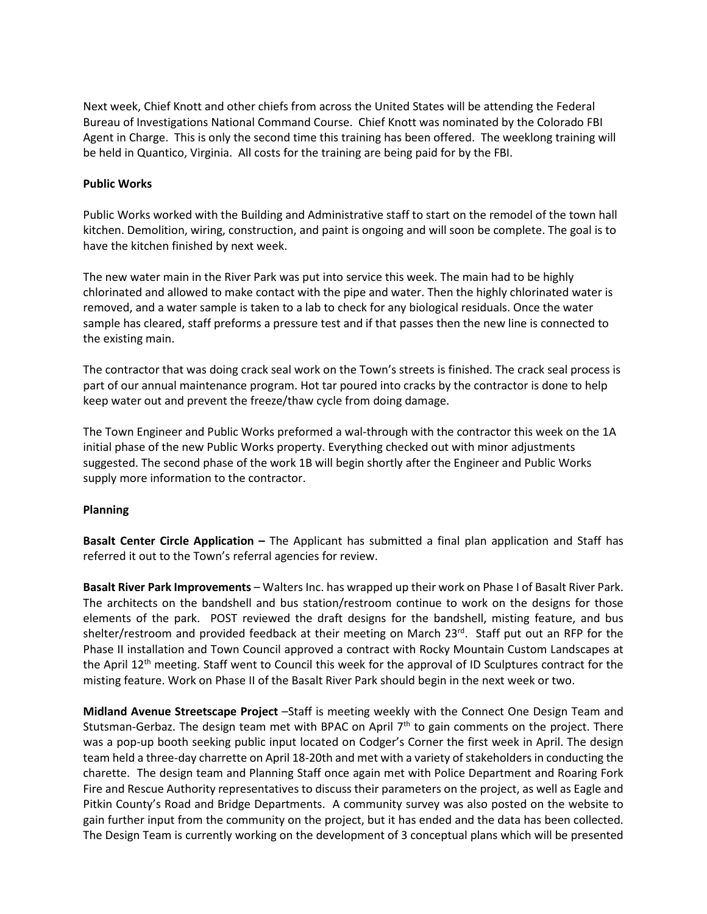Next week, Chief Knott and other chiefs from across the United States will be attending the Federal Bureau of Investigations National Command Course. Chief Knott was nominated by the Colorado FBI Agent in Charge. This is only the second time this training has been offered. The weeklong training will be held in Quantico, Virginia. All costs for the training are being paid for by the FBI.

**Public Works**

Public Works worked with the Building and Administrative staff to start on the remodel of the town hall kitchen. Demolition, wiring, construction, and paint is ongoing and will soon be complete. The goal is to have the kitchen finished by next week.

The new water main in the River Park was put into service this week. The main had to be highly chlorinated and allowed to make contact with the pipe and water. Then the highly chlorinated water is removed, and a water sample is taken to a lab to check for any biological residuals. Once the water sample has cleared, staff preforms a pressure test and if that passes then the new line is connected to the existing main.

The contractor that was doing crack seal work on the Town's streets is finished. The crack seal process is part of our annual maintenance program. Hot tar poured into cracks by the contractor is done to help keep water out and prevent the freeze/thaw cycle from doing damage.

The Town Engineer and Public Works preformed a wal-through with the contractor this week on the 1A initial phase of the new Public Works property. Everything checked out with minor adjustments suggested. The second phase of the work 1B will begin shortly after the Engineer and Public Works supply more information to the contractor.

**Planning**

**Basalt Center Circle Application –** The Applicant has submitted a final plan application and Staff has referred it out to the Town's referral agencies for review.

**Basalt River Park Improvements** – Walters Inc. has wrapped up their work on Phase I of Basalt River Park. The architects on the bandshell and bus station/restroom continue to work on the designs for those elements of the park. POST reviewed the draft designs for the bandshell, misting feature, and bus shelter/restroom and provided feedback at their meeting on March 23rd. Staff put out an RFP for the Phase II installation and Town Council approved a contract with Rocky Mountain Custom Landscapes at the April 12th meeting. Staff went to Council this week for the approval of ID Sculptures contract for the misting feature. Work on Phase II of the Basalt River Park should begin in the next week or two.

**Midland Avenue Streetscape Project** –Staff is meeting weekly with the Connect One Design Team and Stutsman-Gerbaz. The design team met with BPAC on April 7th to gain comments on the project. There was a pop-up booth seeking public input located on Codger's Corner the first week in April. The design team held a three-day charrette on April 18-20th and met with a variety of stakeholders in conducting the charrette. The design team and Planning Staff once again met with Police Department and Roaring Fork Fire and Rescue Authority representatives to discuss their parameters on the project, as well as Eagle and Pitkin County's Road and Bridge Departments. A community survey was also posted on the website to gain further input from the community on the project, but it has ended and the data has been collected. The Design Team is currently working on the development of 3 conceptual plans which will be presented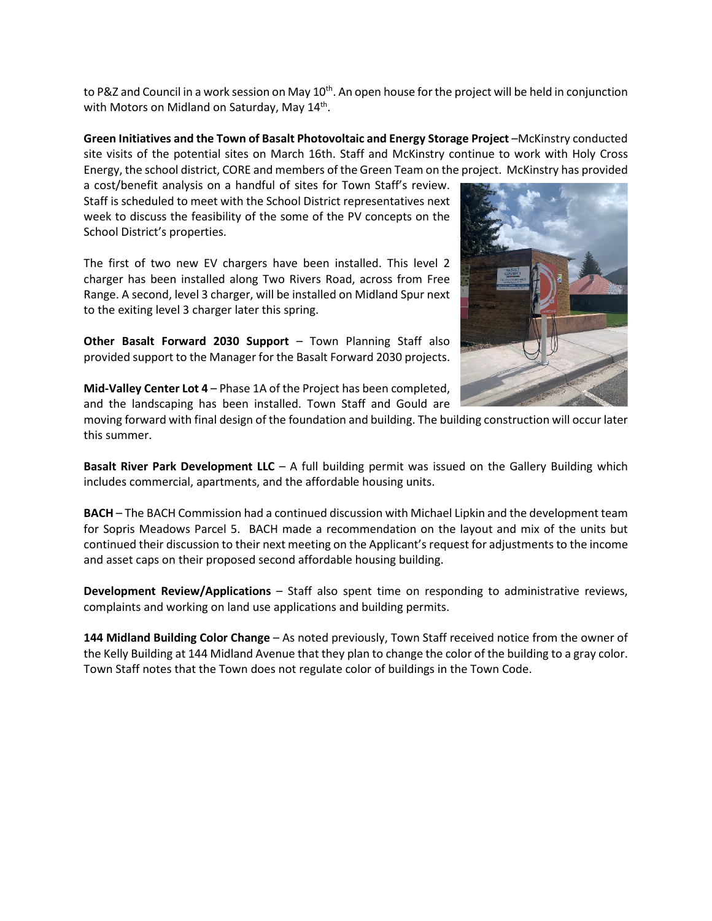to P&Z and Council in a work session on May 10th. An open house for the project will be held in conjunction with Motors on Midland on Saturday, May 14th.

**Green Initiatives and the Town of Basalt Photovoltaic and Energy Storage Project** –McKinstry conducted site visits of the potential sites on March 16th. Staff and McKinstry continue to work with Holy Cross Energy, the school district, CORE and members of the Green Team on the project. McKinstry has provided a cost/benefit analysis on a handful of sites for Town Staff's review. Staff is scheduled to meet with the School District representatives next week to discuss the feasibility of the some of the PV concepts on the School District's properties.

The first of two new EV chargers have been installed. This level 2 charger has been installed along Two Rivers Road, across from Free Range. A second, level 3 charger, will be installed on Midland Spur next to the exiting level 3 charger later this spring.

**Other Basalt Forward 2030 Support** – Town Planning Staff also provided support to the Manager for the Basalt Forward 2030 projects.

**Mid-Valley Center Lot 4** – Phase 1A of the Project has been completed, and the landscaping has been installed. Town Staff and Gould are moving forward with final design of the foundation and building. The building construction will occur later this summer.

**Basalt River Park Development LLC** – A full building permit was issued on the Gallery Building which includes commercial, apartments, and the affordable housing units.

**BACH** – The BACH Commission had a continued discussion with Michael Lipkin and the development team for Sopris Meadows Parcel 5. BACH made a recommendation on the layout and mix of the units but continued their discussion to their next meeting on the Applicant's request for adjustments to the income and asset caps on their proposed second affordable housing building.

**Development Review/Applications** – Staff also spent time on responding to administrative reviews, complaints and working on land use applications and building permits.

**144 Midland Building Color Change** – As noted previously, Town Staff received notice from the owner of the Kelly Building at 144 Midland Avenue that they plan to change the color of the building to a gray color. Town Staff notes that the Town does not regulate color of buildings in the Town Code.